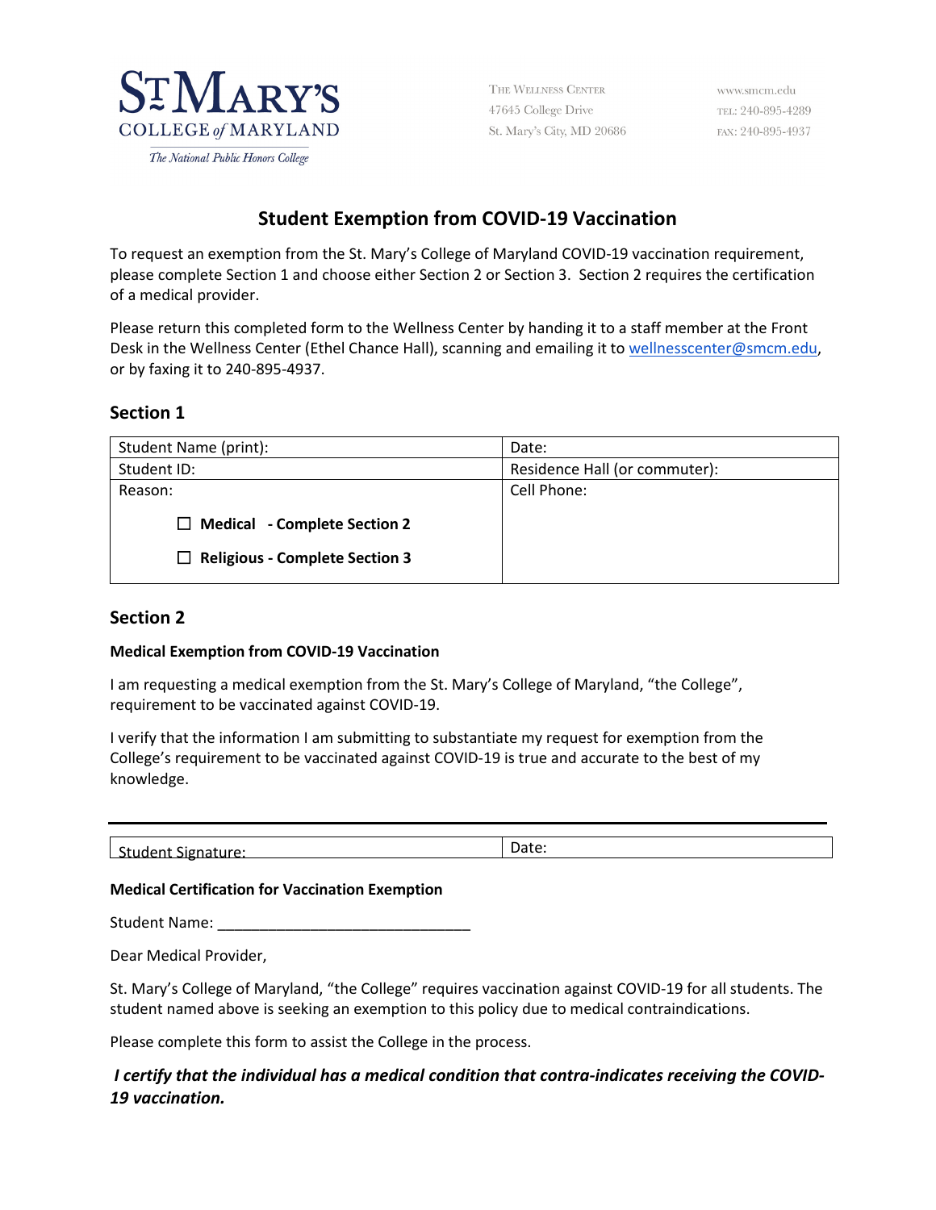St. Mary's College of Maryland
The National Public Honors College

THE WELLNESS CENTER
47645 College Drive
St. Mary's City, MD 20686

www.smcm.edu
TEL: 240-895-4289
FAX: 240-895-4937

# Student Exemption from COVID-19 Vaccination

To request an exemption from the St. Mary's College of Maryland COVID-19 vaccination requirement, please complete Section 1 and choose either Section 2 or Section 3. Section 2 requires the certification of a medical provider.

Please return this completed form to the Wellness Center by handing it to a staff member at the Front Desk in the Wellness Center (Ethel Chance Hall), scanning and emailing it to wellnesscenter@smcm.edu, or by faxing it to 240-895-4937.

## Section 1

| Student Name (print): | Date: |
|---|---|
| Student ID: | Residence Hall (or commuter): |
| Reason:<br>☐ **Medical - Complete Section 2**<br>☐ **Religious - Complete Section 3** | Cell Phone: |

## Section 2

**Medical Exemption from COVID-19 Vaccination**

I am requesting a medical exemption from the St. Mary's College of Maryland, "the College", requirement to be vaccinated against COVID-19.

I verify that the information I am submitting to substantiate my request for exemption from the College's requirement to be vaccinated against COVID-19 is true and accurate to the best of my knowledge.

| Student Signature: | Date: |
|---|---|

**Medical Certification for Vaccination Exemption**

Student Name: ______________________________

Dear Medical Provider,

St. Mary's College of Maryland, "the College" requires vaccination against COVID-19 for all students. The student named above is seeking an exemption to this policy due to medical contraindications.

Please complete this form to assist the College in the process.

***I certify that the individual has a medical condition that contra-indicates receiving the COVID-19 vaccination.***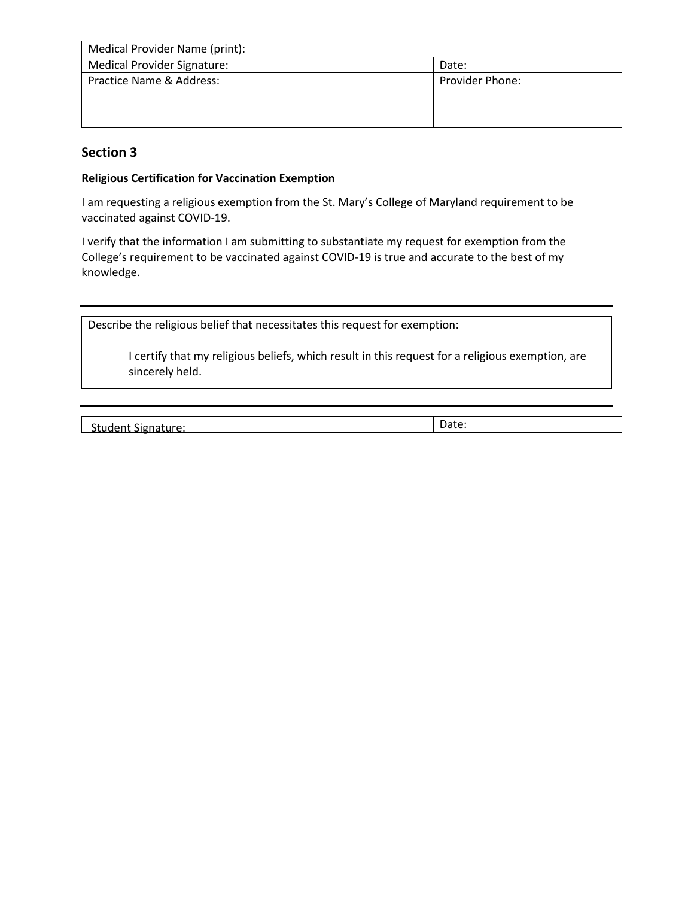| | |
|---|---|
| Medical Provider Name (print): | |
| Medical Provider Signature: | Date: |
| Practice Name & Address: | Provider Phone: |

## Section 3

**Religious Certification for Vaccination Exemption**

I am requesting a religious exemption from the St. Mary's College of Maryland requirement to be vaccinated against COVID-19.

I verify that the information I am submitting to substantiate my request for exemption from the College's requirement to be vaccinated against COVID-19 is true and accurate to the best of my knowledge.

| |
|---|
| Describe the religious belief that necessitates this request for exemption: |
| I certify that my religious beliefs, which result in this request for a religious exemption, are sincerely held. |

| | |
|---|---|
| Student Signature: | Date: |